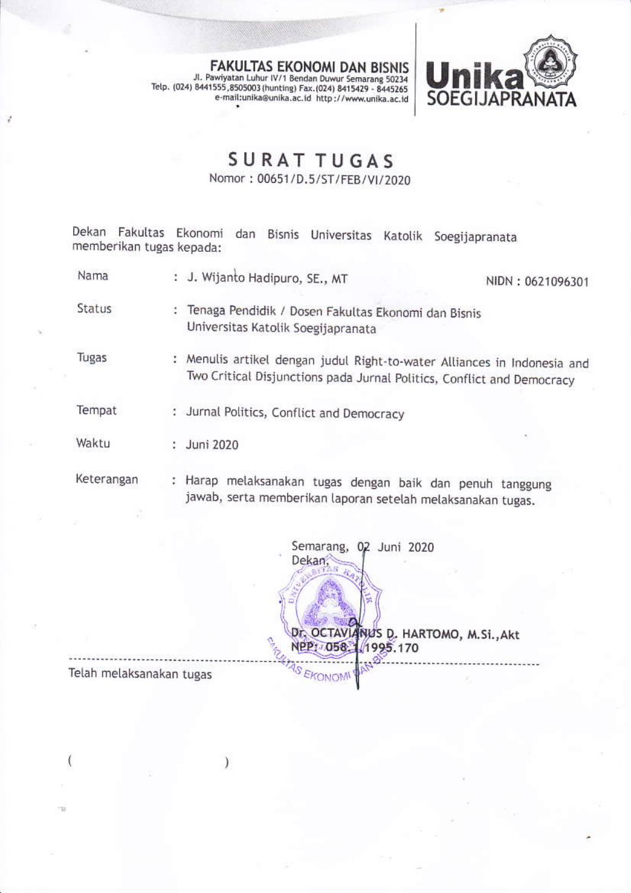**FAKULTAS EKONOMI DAN BISNIS**
Jl. Pawiyatan Luhur IV/1 Bendan Duwur Semarang 50234
Telp. (024) 8441555,8505003 (hunting) Fax.(024) 8415429 - 8445265
e-mail:unika@unika.ac.id http://www.unika.ac.id

**Unika SOEGIJAPRANATA**

# SURAT TUGAS

Nomor : 00651/D.5/ST/FEB/VI/2020

Dekan Fakultas Ekonomi dan Bisnis Universitas Katolik Soegijapranata memberikan tugas kepada:

| | | |
|---|---|---|
| Nama | : J. Wijanto Hadipuro, SE., MT | NIDN : 0621096301 |
| Status | : Tenaga Pendidik / Dosen Fakultas Ekonomi dan Bisnis Universitas Katolik Soegijapranata | |
| Tugas | : Menulis artikel dengan judul Right-to-water Alliances in Indonesia and Two Critical Disjunctions pada Jurnal Politics, Conflict and Democracy | |
| Tempat | : Jurnal Politics, Conflict and Democracy | |
| Waktu | : Juni 2020 | |
| Keterangan | : Harap melaksanakan tugas dengan baik dan penuh tanggung jawab, serta memberikan laporan setelah melaksanakan tugas. | |

Semarang, 02 Juni 2020
Dekan,

**Dr. OCTAVIANUS D. HARTOMO, M.Si.,Akt**
NPP: 058.1.1995.170

Telah melaksanakan tugas

( )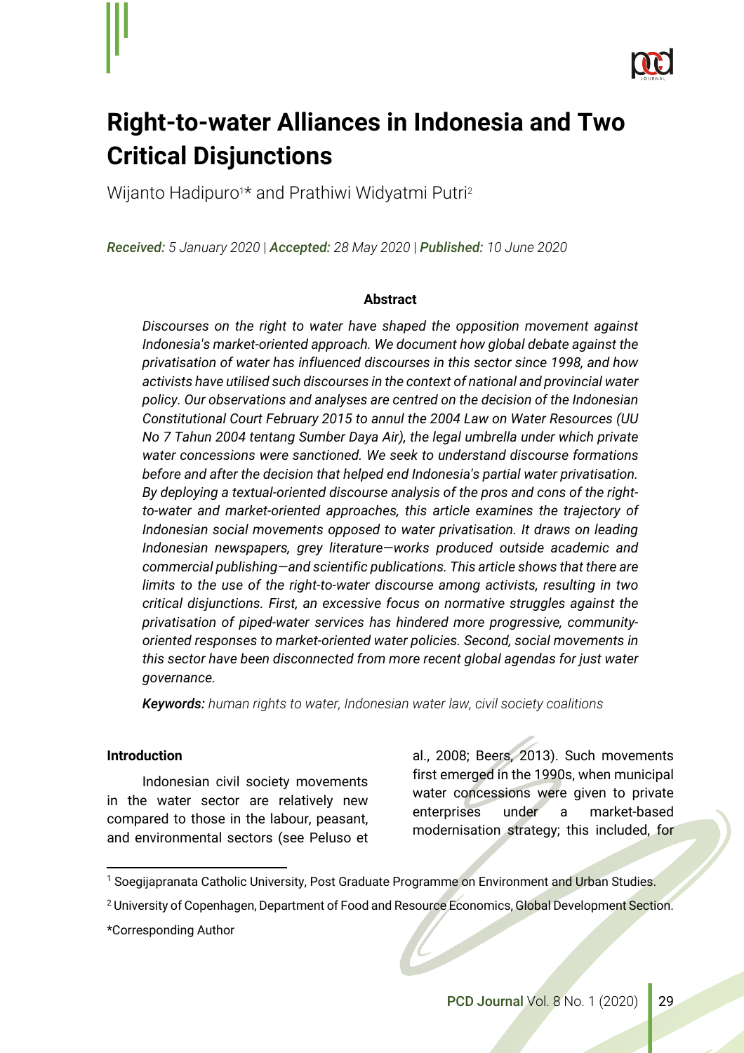# Right-to-water Alliances in Indonesia and Two Critical Disjunctions

Wijanto Hadipuro[1]* and Prathiwi Widyatmi Putri[2]

***Received:*** *5 January 2020 |* ***Accepted:*** *28 May 2020 |* ***Published:*** *10 June 2020*

**Abstract**

*Discourses on the right to water have shaped the opposition movement against Indonesia's market-oriented approach. We document how global debate against the privatisation of water has influenced discourses in this sector since 1998, and how activists have utilised such discourses in the context of national and provincial water policy. Our observations and analyses are centred on the decision of the Indonesian Constitutional Court February 2015 to annul the 2004 Law on Water Resources (UU No 7 Tahun 2004 tentang Sumber Daya Air), the legal umbrella under which private water concessions were sanctioned. We seek to understand discourse formations before and after the decision that helped end Indonesia's partial water privatisation. By deploying a textual-oriented discourse analysis of the pros and cons of the right-to-water and market-oriented approaches, this article examines the trajectory of Indonesian social movements opposed to water privatisation. It draws on leading Indonesian newspapers, grey literature—works produced outside academic and commercial publishing—and scientific publications. This article shows that there are limits to the use of the right-to-water discourse among activists, resulting in two critical disjunctions. First, an excessive focus on normative struggles against the privatisation of piped-water services has hindered more progressive, community-oriented responses to market-oriented water policies. Second, social movements in this sector have been disconnected from more recent global agendas for just water governance.*

***Keywords:*** *human rights to water, Indonesian water law, civil society coalitions*

**Introduction**

Indonesian civil society movements in the water sector are relatively new compared to those in the labour, peasant, and environmental sectors (see Peluso et al., 2008; Beers, 2013). Such movements first emerged in the 1990s, when municipal water concessions were given to private enterprises under a market-based modernisation strategy; this included, for

[1] Soegijapranata Catholic University, Post Graduate Programme on Environment and Urban Studies.

[2] University of Copenhagen, Department of Food and Resource Economics, Global Development Section.

*Corresponding Author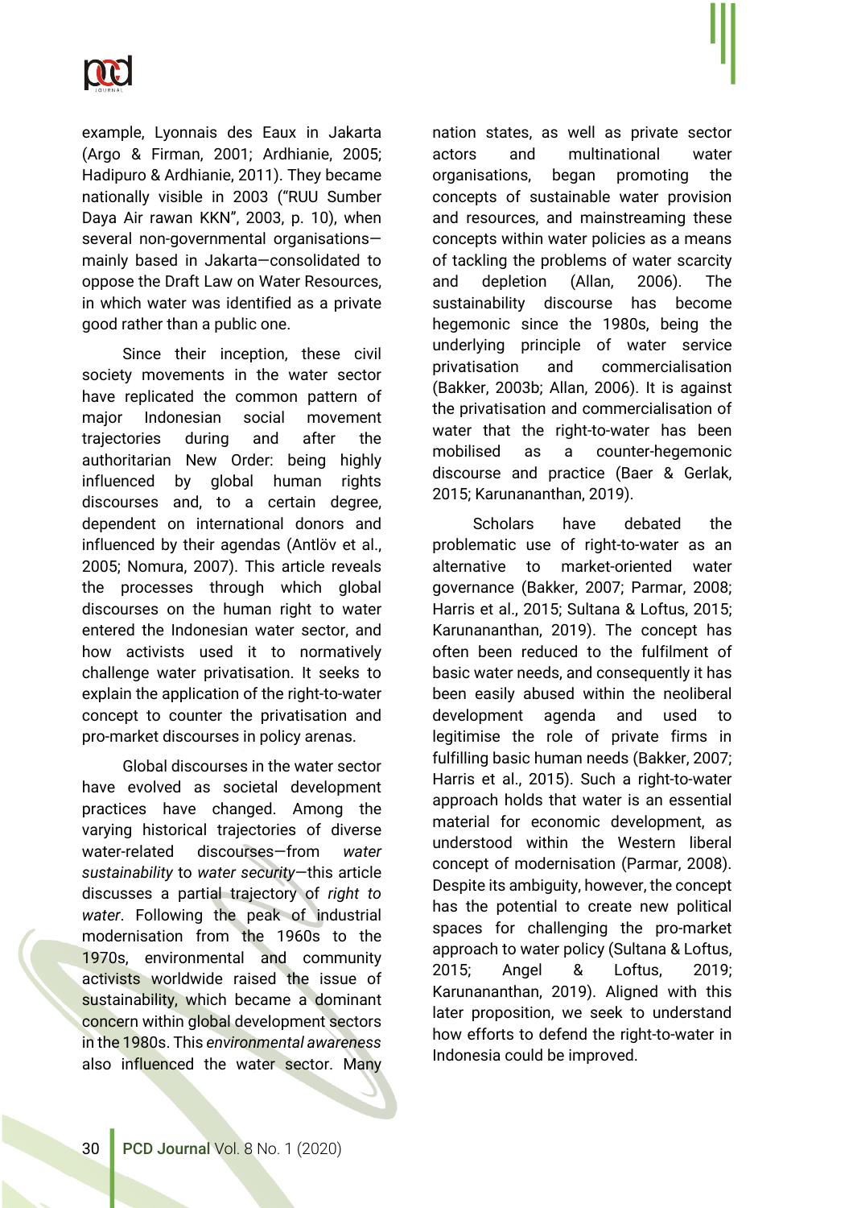example, Lyonnais des Eaux in Jakarta (Argo & Firman, 2001; Ardhianie, 2005; Hadipuro & Ardhianie, 2011). They became nationally visible in 2003 ("RUU Sumber Daya Air rawan KKN", 2003, p. 10), when several non-governmental organisations—mainly based in Jakarta—consolidated to oppose the Draft Law on Water Resources, in which water was identified as a private good rather than a public one.

Since their inception, these civil society movements in the water sector have replicated the common pattern of major Indonesian social movement trajectories during and after the authoritarian New Order: being highly influenced by global human rights discourses and, to a certain degree, dependent on international donors and influenced by their agendas (Antlöv et al., 2005; Nomura, 2007). This article reveals the processes through which global discourses on the human right to water entered the Indonesian water sector, and how activists used it to normatively challenge water privatisation. It seeks to explain the application of the right-to-water concept to counter the privatisation and pro-market discourses in policy arenas.

Global discourses in the water sector have evolved as societal development practices have changed. Among the varying historical trajectories of diverse water-related discourses—from *water sustainability* to *water security*—this article discusses a partial trajectory of *right to water*. Following the peak of industrial modernisation from the 1960s to the 1970s, environmental and community activists worldwide raised the issue of sustainability, which became a dominant concern within global development sectors in the 1980s. This *environmental awareness* also influenced the water sector. Many nation states, as well as private sector actors and multinational water organisations, began promoting the concepts of sustainable water provision and resources, and mainstreaming these concepts within water policies as a means of tackling the problems of water scarcity and depletion (Allan, 2006). The sustainability discourse has become hegemonic since the 1980s, being the underlying principle of water service privatisation and commercialisation (Bakker, 2003b; Allan, 2006). It is against the privatisation and commercialisation of water that the right-to-water has been mobilised as a counter-hegemonic discourse and practice (Baer & Gerlak, 2015; Karunananthan, 2019).

Scholars have debated the problematic use of right-to-water as an alternative to market-oriented water governance (Bakker, 2007; Parmar, 2008; Harris et al., 2015; Sultana & Loftus, 2015; Karunananthan, 2019). The concept has often been reduced to the fulfilment of basic water needs, and consequently it has been easily abused within the neoliberal development agenda and used to legitimise the role of private firms in fulfilling basic human needs (Bakker, 2007; Harris et al., 2015). Such a right-to-water approach holds that water is an essential material for economic development, as understood within the Western liberal concept of modernisation (Parmar, 2008). Despite its ambiguity, however, the concept has the potential to create new political spaces for challenging the pro-market approach to water policy (Sultana & Loftus, 2015; Angel & Loftus, 2019; Karunananthan, 2019). Aligned with this later proposition, we seek to understand how efforts to defend the right-to-water in Indonesia could be improved.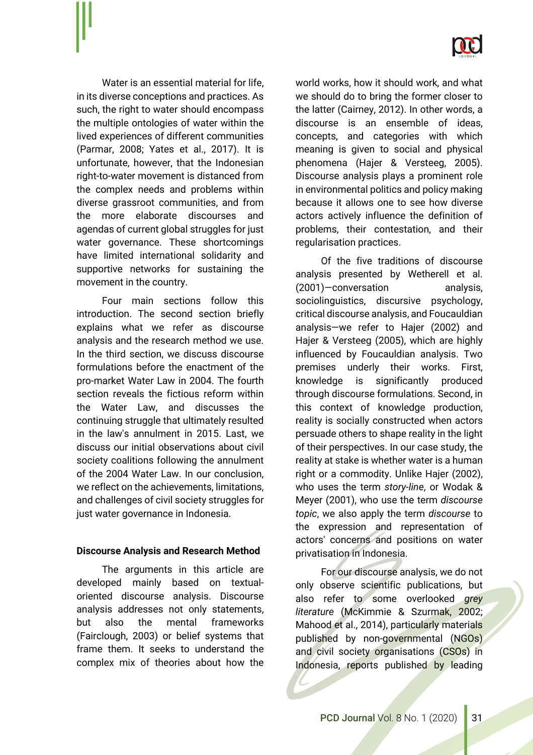Water is an essential material for life, in its diverse conceptions and practices. As such, the right to water should encompass the multiple ontologies of water within the lived experiences of different communities (Parmar, 2008; Yates et al., 2017). It is unfortunate, however, that the Indonesian right-to-water movement is distanced from the complex needs and problems within diverse grassroot communities, and from the more elaborate discourses and agendas of current global struggles for just water governance. These shortcomings have limited international solidarity and supportive networks for sustaining the movement in the country.

Four main sections follow this introduction. The second section briefly explains what we refer as discourse analysis and the research method we use. In the third section, we discuss discourse formulations before the enactment of the pro-market Water Law in 2004. The fourth section reveals the fictious reform within the Water Law, and discusses the continuing struggle that ultimately resulted in the law's annulment in 2015. Last, we discuss our initial observations about civil society coalitions following the annulment of the 2004 Water Law. In our conclusion, we reflect on the achievements, limitations, and challenges of civil society struggles for just water governance in Indonesia.

**Discourse Analysis and Research Method**

The arguments in this article are developed mainly based on textual-oriented discourse analysis. Discourse analysis addresses not only statements, but also the mental frameworks (Fairclough, 2003) or belief systems that frame them. It seeks to understand the complex mix of theories about how the world works, how it should work, and what we should do to bring the former closer to the latter (Cairney, 2012). In other words, a discourse is an ensemble of ideas, concepts, and categories with which meaning is given to social and physical phenomena (Hajer & Versteeg, 2005). Discourse analysis plays a prominent role in environmental politics and policy making because it allows one to see how diverse actors actively influence the definition of problems, their contestation, and their regularisation practices.

Of the five traditions of discourse analysis presented by Wetherell et al. (2001)—conversation analysis, sociolinguistics, discursive psychology, critical discourse analysis, and Foucauldian analysis—we refer to Hajer (2002) and Hajer & Versteeg (2005), which are highly influenced by Foucauldian analysis. Two premises underly their works. First, knowledge is significantly produced through discourse formulations. Second, in this context of knowledge production, reality is socially constructed when actors persuade others to shape reality in the light of their perspectives. In our case study, the reality at stake is whether water is a human right or a commodity. Unlike Hajer (2002), who uses the term *story-line*, or Wodak & Meyer (2001), who use the term *discourse topic*, we also apply the term *discourse* to the expression and representation of actors' concerns and positions on water privatisation in Indonesia.

For our discourse analysis, we do not only observe scientific publications, but also refer to some overlooked *grey literature* (McKimmie & Szurmak, 2002; Mahood et al., 2014), particularly materials published by non-governmental (NGOs) and civil society organisations (CSOs) in Indonesia, reports published by leading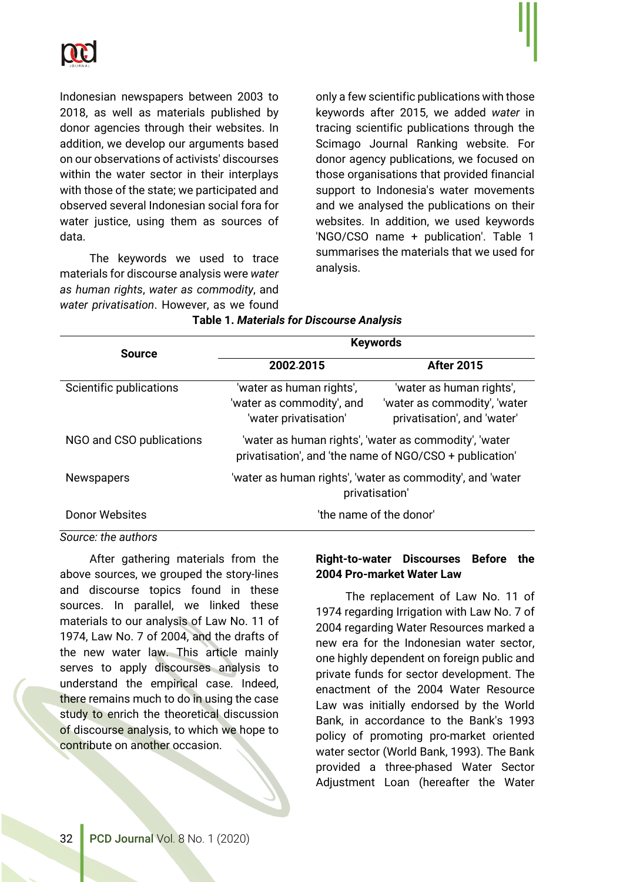Indonesian newspapers between 2003 to 2018, as well as materials published by donor agencies through their websites. In addition, we develop our arguments based on our observations of activists' discourses within the water sector in their interplays with those of the state; we participated and observed several Indonesian social fora for water justice, using them as sources of data.

The keywords we used to trace materials for discourse analysis were *water as human rights*, *water as commodity*, and *water privatisation*. However, as we found only a few scientific publications with those keywords after 2015, we added *water* in tracing scientific publications through the Scimago Journal Ranking website. For donor agency publications, we focused on those organisations that provided financial support to Indonesia's water movements and we analysed the publications on their websites. In addition, we used keywords 'NGO/CSO name + publication'. Table 1 summarises the materials that we used for analysis.

**Table 1. *Materials for Discourse Analysis***

| Source | Keywords | |
|---|---|---|
| | 2002-2015 | After 2015 |
| Scientific publications | 'water as human rights', 'water as commodity', and 'water privatisation' | 'water as human rights', 'water as commodity', 'water privatisation', and 'water' |
| NGO and CSO publications | 'water as human rights', 'water as commodity', 'water privatisation', and 'the name of NGO/CSO + publication' | |
| Newspapers | 'water as human rights', 'water as commodity', and 'water privatisation' | |
| Donor Websites | 'the name of the donor' | |

*Source: the authors*

After gathering materials from the above sources, we grouped the story-lines and discourse topics found in these sources. In parallel, we linked these materials to our analysis of Law No. 11 of 1974, Law No. 7 of 2004, and the drafts of the new water law. This article mainly serves to apply discourses analysis to understand the empirical case. Indeed, there remains much to do in using the case study to enrich the theoretical discussion of discourse analysis, to which we hope to contribute on another occasion.

**Right-to-water Discourses Before the 2004 Pro-market Water Law**

The replacement of Law No. 11 of 1974 regarding Irrigation with Law No. 7 of 2004 regarding Water Resources marked a new era for the Indonesian water sector, one highly dependent on foreign public and private funds for sector development. The enactment of the 2004 Water Resource Law was initially endorsed by the World Bank, in accordance to the Bank's 1993 policy of promoting pro-market oriented water sector (World Bank, 1993). The Bank provided a three-phased Water Sector Adjustment Loan (hereafter the Water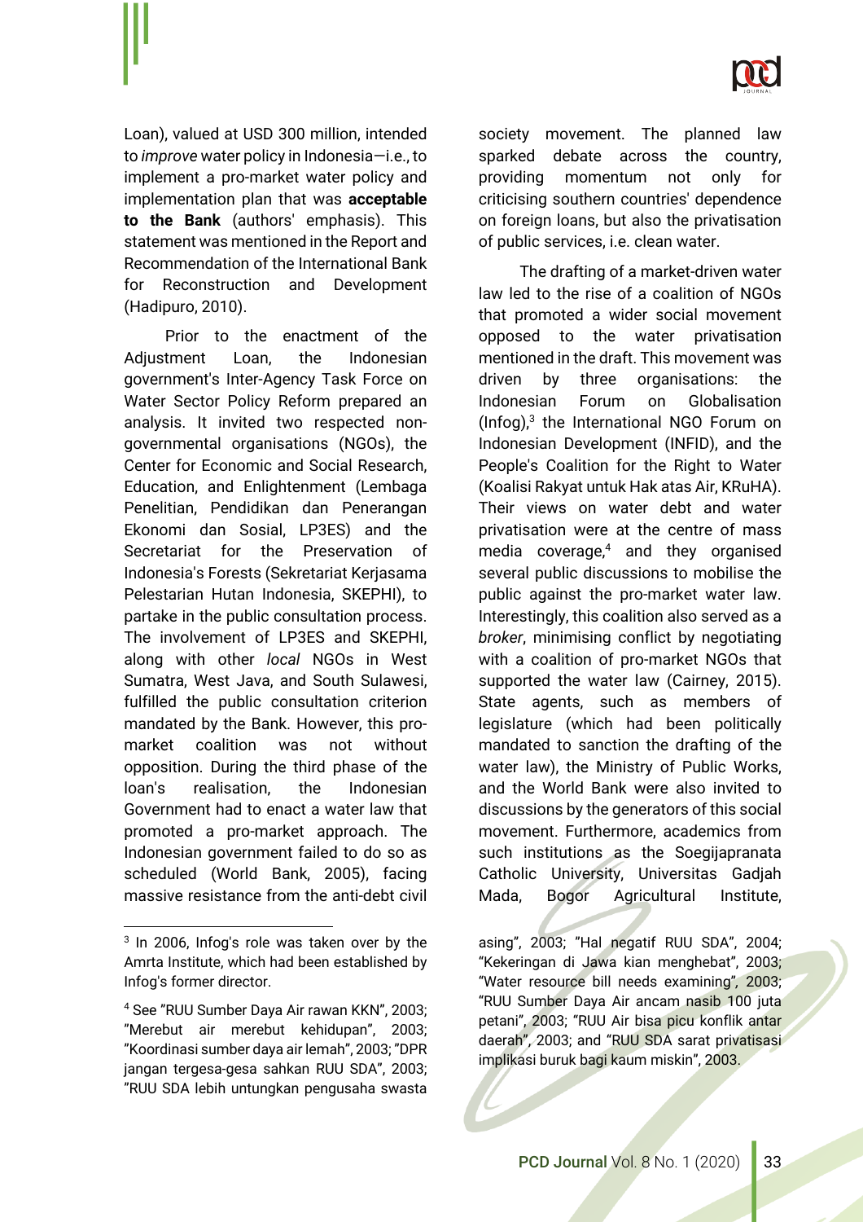Loan), valued at USD 300 million, intended to *improve* water policy in Indonesia—i.e., to implement a pro-market water policy and implementation plan that was **acceptable to the Bank** (authors' emphasis). This statement was mentioned in the Report and Recommendation of the International Bank for Reconstruction and Development (Hadipuro, 2010).

Prior to the enactment of the Adjustment Loan, the Indonesian government's Inter-Agency Task Force on Water Sector Policy Reform prepared an analysis. It invited two respected non-governmental organisations (NGOs), the Center for Economic and Social Research, Education, and Enlightenment (Lembaga Penelitian, Pendidikan dan Penerangan Ekonomi dan Sosial, LP3ES) and the Secretariat for the Preservation of Indonesia's Forests (Sekretariat Kerjasama Pelestarian Hutan Indonesia, SKEPHI), to partake in the public consultation process. The involvement of LP3ES and SKEPHI, along with other *local* NGOs in West Sumatra, West Java, and South Sulawesi, fulfilled the public consultation criterion mandated by the Bank. However, this pro-market coalition was not without opposition. During the third phase of the loan's realisation, the Indonesian Government had to enact a water law that promoted a pro-market approach. The Indonesian government failed to do so as scheduled (World Bank, 2005), facing massive resistance from the anti-debt civil society movement. The planned law sparked debate across the country, providing momentum not only for criticising southern countries' dependence on foreign loans, but also the privatisation of public services, i.e. clean water.

The drafting of a market-driven water law led to the rise of a coalition of NGOs that promoted a wider social movement opposed to the water privatisation mentioned in the draft. This movement was driven by three organisations: the Indonesian Forum on Globalisation (Infog),[3] the International NGO Forum on Indonesian Development (INFID), and the People's Coalition for the Right to Water (Koalisi Rakyat untuk Hak atas Air, KRuHA). Their views on water debt and water privatisation were at the centre of mass media coverage,[4] and they organised several public discussions to mobilise the public against the pro-market water law. Interestingly, this coalition also served as a *broker*, minimising conflict by negotiating with a coalition of pro-market NGOs that supported the water law (Cairney, 2015). State agents, such as members of legislature (which had been politically mandated to sanction the drafting of the water law), the Ministry of Public Works, and the World Bank were also invited to discussions by the generators of this social movement. Furthermore, academics from such institutions as the Soegijapranata Catholic University, Universitas Gadjah Mada, Bogor Agricultural Institute,

---

[3] In 2006, Infog's role was taken over by the Amrta Institute, which had been established by Infog's former director.

[4] See "RUU Sumber Daya Air rawan KKN", 2003; "Merebut air merebut kehidupan", 2003; "Koordinasi sumber daya air lemah", 2003; "DPR jangan tergesa-gesa sahkan RUU SDA", 2003; "RUU SDA lebih untungkan pengusaha swasta asing", 2003; "Hal negatif RUU SDA", 2004; "Kekeringan di Jawa kian menghebat", 2003; "Water resource bill needs examining", 2003; "RUU Sumber Daya Air ancam nasib 100 juta petani", 2003; "RUU Air bisa picu konflik antar daerah", 2003; and "RUU SDA sarat privatisasi implikasi buruk bagi kaum miskin", 2003.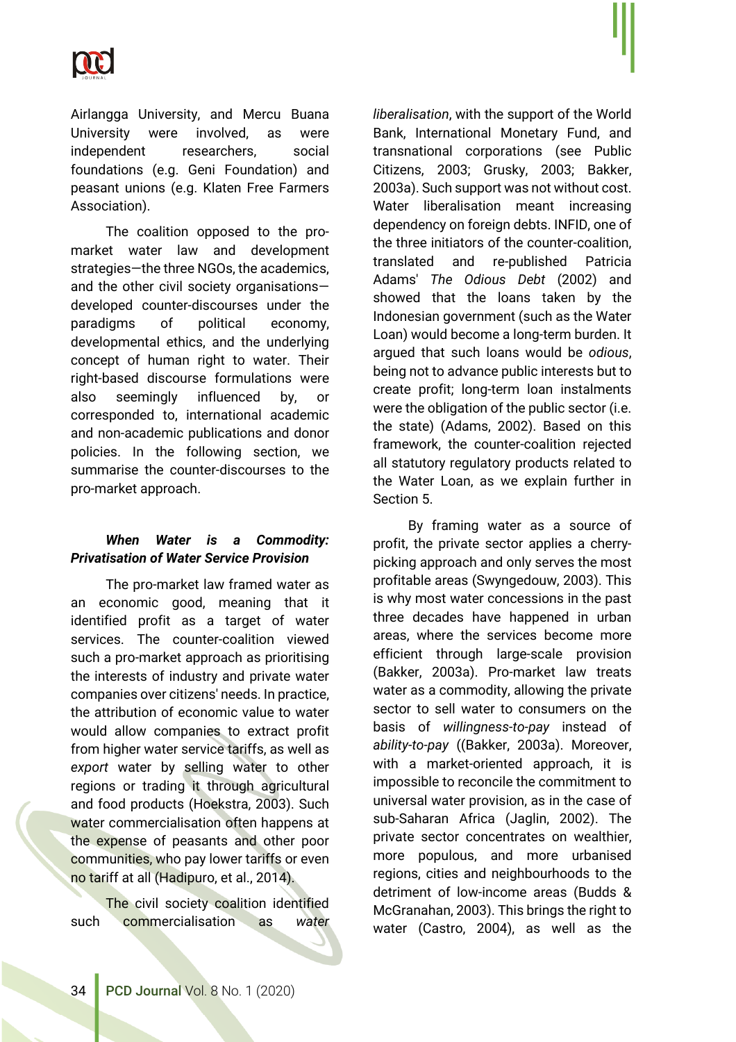Airlangga University, and Mercu Buana University were involved, as were independent researchers, social foundations (e.g. Geni Foundation) and peasant unions (e.g. Klaten Free Farmers Association).

The coalition opposed to the pro-market water law and development strategies—the three NGOs, the academics, and the other civil society organisations—developed counter-discourses under the paradigms of political economy, developmental ethics, and the underlying concept of human right to water. Their right-based discourse formulations were also seemingly influenced by, or corresponded to, international academic and non-academic publications and donor policies. In the following section, we summarise the counter-discourses to the pro-market approach.

### *When Water is a Commodity: Privatisation of Water Service Provision*

The pro-market law framed water as an economic good, meaning that it identified profit as a target of water services. The counter-coalition viewed such a pro-market approach as prioritising the interests of industry and private water companies over citizens' needs. In practice, the attribution of economic value to water would allow companies to extract profit from higher water service tariffs, as well as *export* water by selling water to other regions or trading it through agricultural and food products (Hoekstra, 2003). Such water commercialisation often happens at the expense of peasants and other poor communities, who pay lower tariffs or even no tariff at all (Hadipuro, et al., 2014).

The civil society coalition identified such commercialisation as *water liberalisation*, with the support of the World Bank, International Monetary Fund, and transnational corporations (see Public Citizens, 2003; Grusky, 2003; Bakker, 2003a). Such support was not without cost. Water liberalisation meant increasing dependency on foreign debts. INFID, one of the three initiators of the counter-coalition, translated and re-published Patricia Adams' *The Odious Debt* (2002) and showed that the loans taken by the Indonesian government (such as the Water Loan) would become a long-term burden. It argued that such loans would be *odious*, being not to advance public interests but to create profit; long-term loan instalments were the obligation of the public sector (i.e. the state) (Adams, 2002). Based on this framework, the counter-coalition rejected all statutory regulatory products related to the Water Loan, as we explain further in Section 5.

By framing water as a source of profit, the private sector applies a cherry-picking approach and only serves the most profitable areas (Swyngedouw, 2003). This is why most water concessions in the past three decades have happened in urban areas, where the services become more efficient through large-scale provision (Bakker, 2003a). Pro-market law treats water as a commodity, allowing the private sector to sell water to consumers on the basis of *willingness-to-pay* instead of *ability-to-pay* ((Bakker, 2003a). Moreover, with a market-oriented approach, it is impossible to reconcile the commitment to universal water provision, as in the case of sub-Saharan Africa (Jaglin, 2002). The private sector concentrates on wealthier, more populous, and more urbanised regions, cities and neighbourhoods to the detriment of low-income areas (Budds & McGranahan, 2003). This brings the right to water (Castro, 2004), as well as the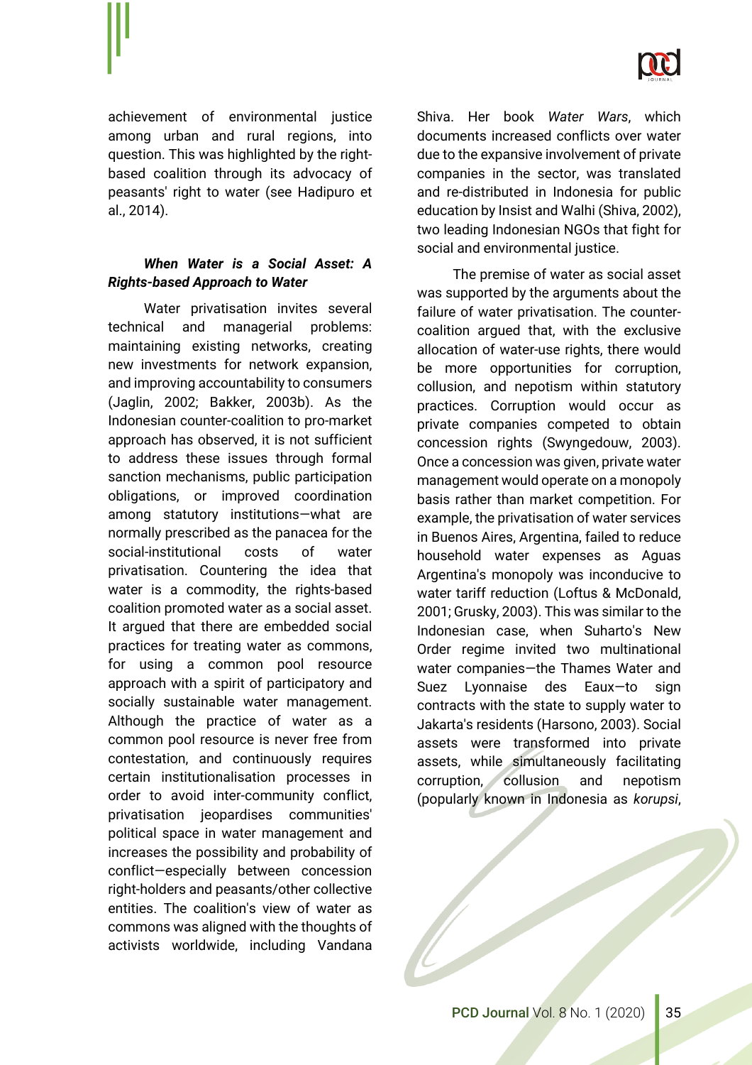achievement of environmental justice among urban and rural regions, into question. This was highlighted by the right-based coalition through its advocacy of peasants' right to water (see Hadipuro et al., 2014).

### *When Water is a Social Asset: A Rights-based Approach to Water*

Water privatisation invites several technical and managerial problems: maintaining existing networks, creating new investments for network expansion, and improving accountability to consumers (Jaglin, 2002; Bakker, 2003b). As the Indonesian counter-coalition to pro-market approach has observed, it is not sufficient to address these issues through formal sanction mechanisms, public participation obligations, or improved coordination among statutory institutions—what are normally prescribed as the panacea for the social-institutional costs of water privatisation. Countering the idea that water is a commodity, the rights-based coalition promoted water as a social asset. It argued that there are embedded social practices for treating water as commons, for using a common pool resource approach with a spirit of participatory and socially sustainable water management. Although the practice of water as a common pool resource is never free from contestation, and continuously requires certain institutionalisation processes in order to avoid inter-community conflict, privatisation jeopardises communities' political space in water management and increases the possibility and probability of conflict—especially between concession right-holders and peasants/other collective entities. The coalition's view of water as commons was aligned with the thoughts of activists worldwide, including Vandana Shiva. Her book *Water Wars*, which documents increased conflicts over water due to the expansive involvement of private companies in the sector, was translated and re-distributed in Indonesia for public education by Insist and Walhi (Shiva, 2002), two leading Indonesian NGOs that fight for social and environmental justice.

The premise of water as social asset was supported by the arguments about the failure of water privatisation. The counter-coalition argued that, with the exclusive allocation of water-use rights, there would be more opportunities for corruption, collusion, and nepotism within statutory practices. Corruption would occur as private companies competed to obtain concession rights (Swyngedouw, 2003). Once a concession was given, private water management would operate on a monopoly basis rather than market competition. For example, the privatisation of water services in Buenos Aires, Argentina, failed to reduce household water expenses as Aguas Argentina's monopoly was inconducive to water tariff reduction (Loftus & McDonald, 2001; Grusky, 2003). This was similar to the Indonesian case, when Suharto's New Order regime invited two multinational water companies—the Thames Water and Suez Lyonnaise des Eaux—to sign contracts with the state to supply water to Jakarta's residents (Harsono, 2003). Social assets were transformed into private assets, while simultaneously facilitating corruption, collusion and nepotism (popularly known in Indonesia as *korupsi*,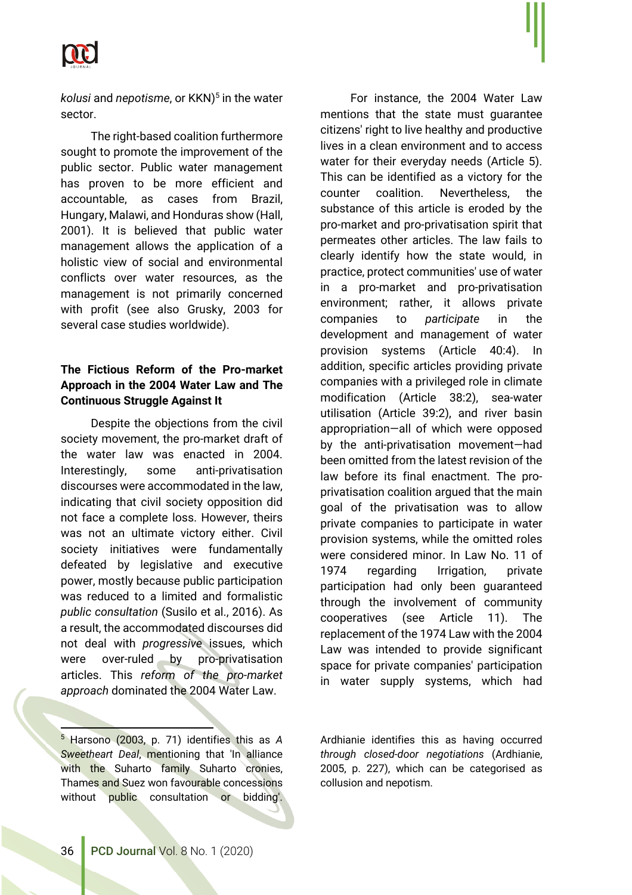*kolusi* and *nepotisme*, or KKN)[5] in the water sector.

The right-based coalition furthermore sought to promote the improvement of the public sector. Public water management has proven to be more efficient and accountable, as cases from Brazil, Hungary, Malawi, and Honduras show (Hall, 2001). It is believed that public water management allows the application of a holistic view of social and environmental conflicts over water resources, as the management is not primarily concerned with profit (see also Grusky, 2003 for several case studies worldwide).

### The Fictious Reform of the Pro-market Approach in the 2004 Water Law and The Continuous Struggle Against It

Despite the objections from the civil society movement, the pro-market draft of the water law was enacted in 2004. Interestingly, some anti-privatisation discourses were accommodated in the law, indicating that civil society opposition did not face a complete loss. However, theirs was not an ultimate victory either. Civil society initiatives were fundamentally defeated by legislative and executive power, mostly because public participation was reduced to a limited and formalistic *public consultation* (Susilo et al., 2016). As a result, the accommodated discourses did not deal with *progressive* issues, which were over-ruled by pro-privatisation articles. This *reform of the pro-market approach* dominated the 2004 Water Law.

For instance, the 2004 Water Law mentions that the state must guarantee citizens' right to live healthy and productive lives in a clean environment and to access water for their everyday needs (Article 5). This can be identified as a victory for the counter coalition. Nevertheless, the substance of this article is eroded by the pro-market and pro-privatisation spirit that permeates other articles. The law fails to clearly identify how the state would, in practice, protect communities' use of water in a pro-market and pro-privatisation environment; rather, it allows private companies to *participate* in the development and management of water provision systems (Article 40:4). In addition, specific articles providing private companies with a privileged role in climate modification (Article 38:2), sea-water utilisation (Article 39:2), and river basin appropriation—all of which were opposed by the anti-privatisation movement—had been omitted from the latest revision of the law before its final enactment. The pro-privatisation coalition argued that the main goal of the privatisation was to allow private companies to participate in water provision systems, while the omitted roles were considered minor. In Law No. 11 of 1974 regarding Irrigation, private participation had only been guaranteed through the involvement of community cooperatives (see Article 11). The replacement of the 1974 Law with the 2004 Law was intended to provide significant space for private companies' participation in water supply systems, which had

---

[5] Harsono (2003, p. 71) identifies this as *A Sweetheart Deal*, mentioning that 'In alliance with the Suharto family Suharto cronies, Thames and Suez won favourable concessions without public consultation or bidding'. Ardhianie identifies this as having occurred *through closed-door negotiations* (Ardhianie, 2005, p. 227), which can be categorised as collusion and nepotism.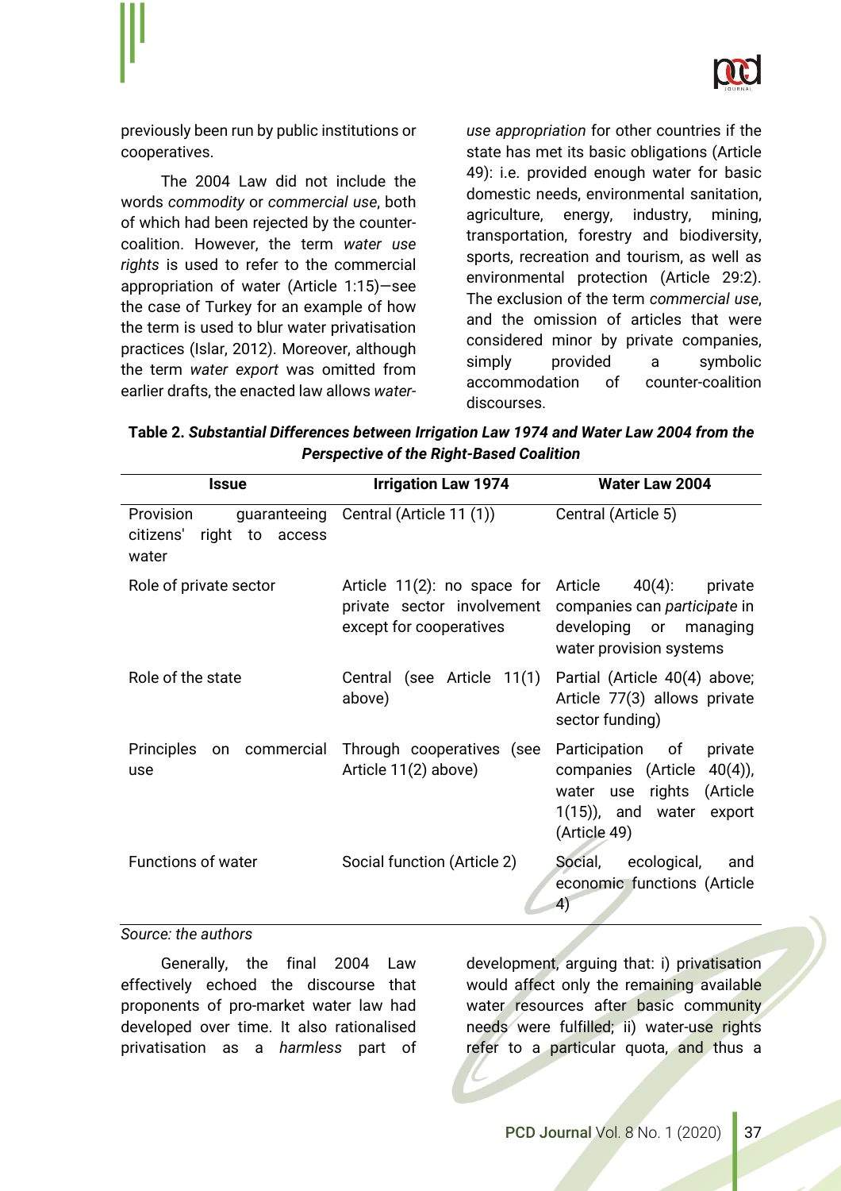previously been run by public institutions or cooperatives.

The 2004 Law did not include the words *commodity* or *commercial use*, both of which had been rejected by the counter-coalition. However, the term *water use rights* is used to refer to the commercial appropriation of water (Article 1:15)—see the case of Turkey for an example of how the term is used to blur water privatisation practices (Islar, 2012). Moreover, although the term *water export* was omitted from earlier drafts, the enacted law allows *water-use appropriation* for other countries if the state has met its basic obligations (Article 49): i.e. provided enough water for basic domestic needs, environmental sanitation, agriculture, energy, industry, mining, transportation, forestry and biodiversity, sports, recreation and tourism, as well as environmental protection (Article 29:2). The exclusion of the term *commercial use*, and the omission of articles that were considered minor by private companies, simply provided a symbolic accommodation of counter-coalition discourses.

**Table 2. *Substantial Differences between Irrigation Law 1974 and Water Law 2004 from the Perspective of the Right-Based Coalition***

| Issue | Irrigation Law 1974 | Water Law 2004 |
| --- | --- | --- |
| Provision guaranteeing citizens' right to access water | Central (Article 11 (1)) | Central (Article 5) |
| Role of private sector | Article 11(2): no space for private sector involvement except for cooperatives | Article 40(4): private companies can *participate* in developing or managing water provision systems |
| Role of the state | Central (see Article 11(1) above) | Partial (Article 40(4) above; Article 77(3) allows private sector funding) |
| Principles on commercial use | Through cooperatives (see Article 11(2) above) | Participation of private companies (Article 40(4)), water use rights (Article 1(15)), and water export (Article 49) |
| Functions of water | Social function (Article 2) | Social, ecological, and economic functions (Article 4) |

*Source: the authors*

Generally, the final 2004 Law effectively echoed the discourse that proponents of pro-market water law had developed over time. It also rationalised privatisation as a *harmless* part of development, arguing that: i) privatisation would affect only the remaining available water resources after basic community needs were fulfilled; ii) water-use rights refer to a particular quota, and thus a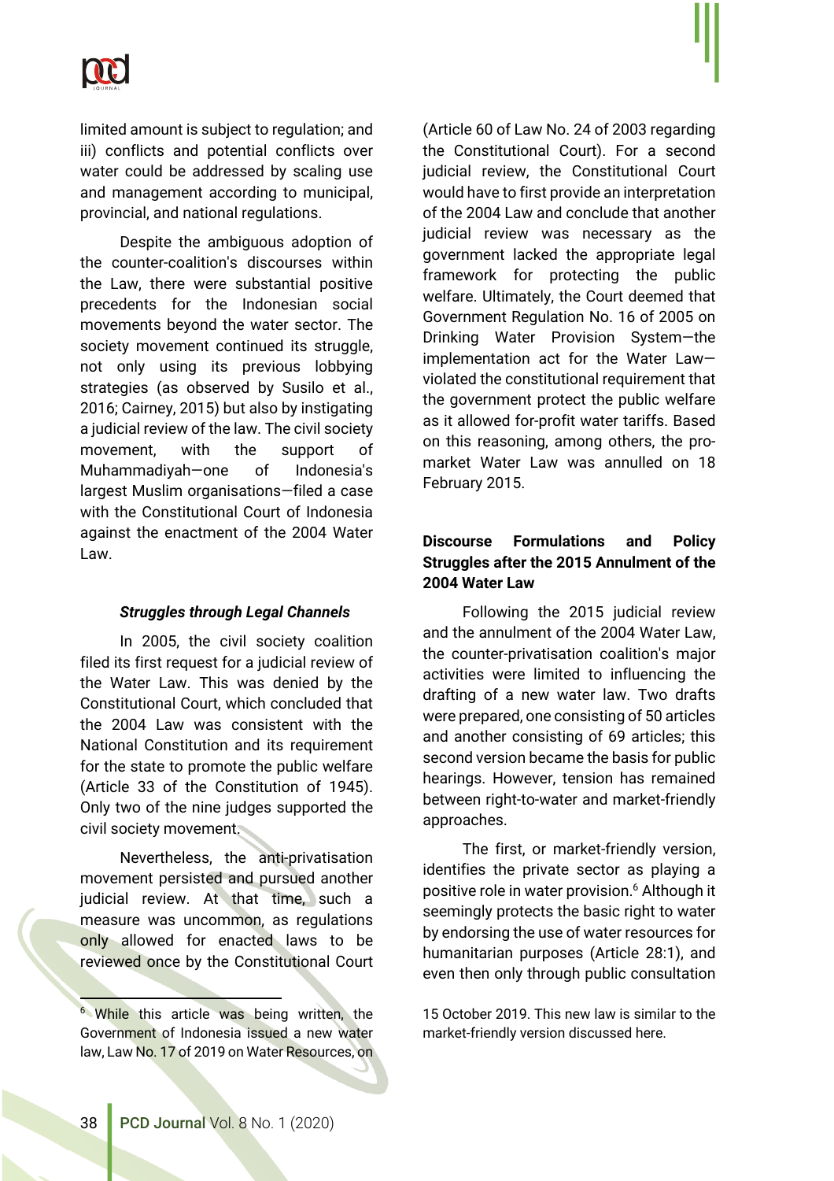limited amount is subject to regulation; and iii) conflicts and potential conflicts over water could be addressed by scaling use and management according to municipal, provincial, and national regulations.

Despite the ambiguous adoption of the counter-coalition's discourses within the Law, there were substantial positive precedents for the Indonesian social movements beyond the water sector. The society movement continued its struggle, not only using its previous lobbying strategies (as observed by Susilo et al., 2016; Cairney, 2015) but also by instigating a judicial review of the law. The civil society movement, with the support of Muhammadiyah—one of Indonesia's largest Muslim organisations—filed a case with the Constitutional Court of Indonesia against the enactment of the 2004 Water Law.

#### *Struggles through Legal Channels*

In 2005, the civil society coalition filed its first request for a judicial review of the Water Law. This was denied by the Constitutional Court, which concluded that the 2004 Law was consistent with the National Constitution and its requirement for the state to promote the public welfare (Article 33 of the Constitution of 1945). Only two of the nine judges supported the civil society movement.

Nevertheless, the anti-privatisation movement persisted and pursued another judicial review. At that time, such a measure was uncommon, as regulations only allowed for enacted laws to be reviewed once by the Constitutional Court (Article 60 of Law No. 24 of 2003 regarding the Constitutional Court). For a second judicial review, the Constitutional Court would have to first provide an interpretation of the 2004 Law and conclude that another judicial review was necessary as the government lacked the appropriate legal framework for protecting the public welfare. Ultimately, the Court deemed that Government Regulation No. 16 of 2005 on Drinking Water Provision System—the implementation act for the Water Law—violated the constitutional requirement that the government protect the public welfare as it allowed for-profit water tariffs. Based on this reasoning, among others, the pro-market Water Law was annulled on 18 February 2015.

### Discourse Formulations and Policy Struggles after the 2015 Annulment of the 2004 Water Law

Following the 2015 judicial review and the annulment of the 2004 Water Law, the counter-privatisation coalition's major activities were limited to influencing the drafting of a new water law. Two drafts were prepared, one consisting of 50 articles and another consisting of 69 articles; this second version became the basis for public hearings. However, tension has remained between right-to-water and market-friendly approaches.

The first, or market-friendly version, identifies the private sector as playing a positive role in water provision.[6] Although it seemingly protects the basic right to water by endorsing the use of water resources for humanitarian purposes (Article 28:1), and even then only through public consultation

---

[6] While this article was being written, the Government of Indonesia issued a new water law, Law No. 17 of 2019 on Water Resources, on 15 October 2019. This new law is similar to the market-friendly version discussed here.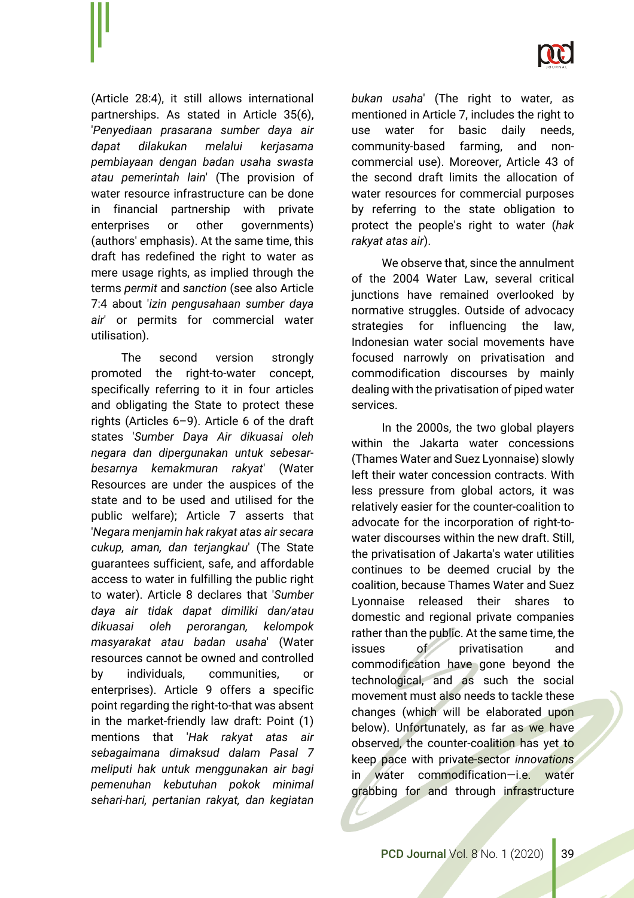(Article 28:4), it still allows international partnerships. As stated in Article 35(6), '*Penyediaan prasarana sumber daya air dapat dilakukan melalui kerjasama pembiayaan dengan badan usaha swasta atau pemerintah lain*' (The provision of water resource infrastructure can be done in financial partnership with private enterprises or other governments) (authors' emphasis). At the same time, this draft has redefined the right to water as mere usage rights, as implied through the terms *permit* and *sanction* (see also Article 7:4 about '*izin pengusahaan sumber daya air*' or permits for commercial water utilisation).

The second version strongly promoted the right-to-water concept, specifically referring to it in four articles and obligating the State to protect these rights (Articles 6–9). Article 6 of the draft states '*Sumber Daya Air dikuasai oleh negara dan dipergunakan untuk sebesar-besarnya kemakmuran rakyat*' (Water Resources are under the auspices of the state and to be used and utilised for the public welfare); Article 7 asserts that '*Negara menjamin hak rakyat atas air secara cukup, aman, dan terjangkau*' (The State guarantees sufficient, safe, and affordable access to water in fulfilling the public right to water). Article 8 declares that '*Sumber daya air tidak dapat dimiliki dan/atau dikuasai oleh perorangan, kelompok masyarakat atau badan usaha*' (Water resources cannot be owned and controlled by individuals, communities, or enterprises). Article 9 offers a specific point regarding the right-to-that was absent in the market-friendly law draft: Point (1) mentions that '*Hak rakyat atas air sebagaimana dimaksud dalam Pasal 7 meliputi hak untuk menggunakan air bagi pemenuhan kebutuhan pokok minimal sehari-hari, pertanian rakyat, dan kegiatan bukan usaha*' (The right to water, as mentioned in Article 7, includes the right to use water for basic daily needs, community-based farming, and non-commercial use). Moreover, Article 43 of the second draft limits the allocation of water resources for commercial purposes by referring to the state obligation to protect the people's right to water (*hak rakyat atas air*).

We observe that, since the annulment of the 2004 Water Law, several critical junctions have remained overlooked by normative struggles. Outside of advocacy strategies for influencing the law, Indonesian water social movements have focused narrowly on privatisation and commodification discourses by mainly dealing with the privatisation of piped water services.

In the 2000s, the two global players within the Jakarta water concessions (Thames Water and Suez Lyonnaise) slowly left their water concession contracts. With less pressure from global actors, it was relatively easier for the counter-coalition to advocate for the incorporation of right-to-water discourses within the new draft. Still, the privatisation of Jakarta's water utilities continues to be deemed crucial by the coalition, because Thames Water and Suez Lyonnaise released their shares to domestic and regional private companies rather than the public. At the same time, the issues of privatisation and commodification have gone beyond the technological, and as such the social movement must also needs to tackle these changes (which will be elaborated upon below). Unfortunately, as far as we have observed, the counter-coalition has yet to keep pace with private-sector *innovations* in water commodification—i.e. water grabbing for and through infrastructure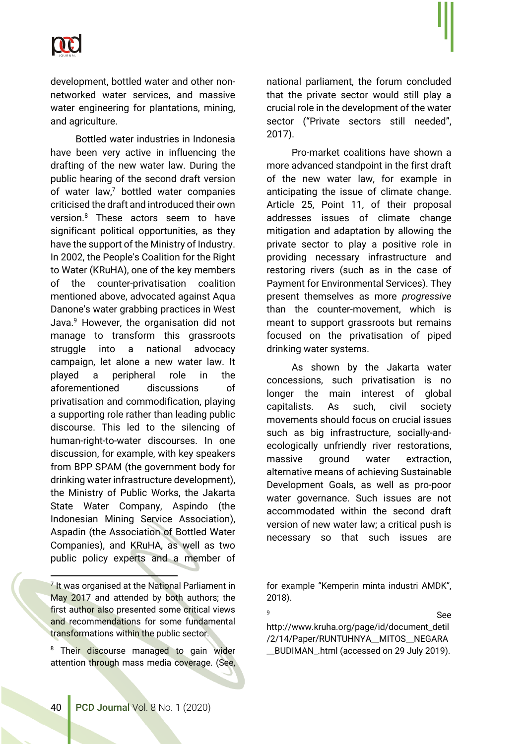development, bottled water and other non-networked water services, and massive water engineering for plantations, mining, and agriculture.

Bottled water industries in Indonesia have been very active in influencing the drafting of the new water law. During the public hearing of the second draft version of water law,[7] bottled water companies criticised the draft and introduced their own version.[8] These actors seem to have significant political opportunities, as they have the support of the Ministry of Industry. In 2002, the People's Coalition for the Right to Water (KRuHA), one of the key members of the counter-privatisation coalition mentioned above, advocated against Aqua Danone's water grabbing practices in West Java.[9] However, the organisation did not manage to transform this grassroots struggle into a national advocacy campaign, let alone a new water law. It played a peripheral role in the aforementioned discussions of privatisation and commodification, playing a supporting role rather than leading public discourse. This led to the silencing of human-right-to-water discourses. In one discussion, for example, with key speakers from BPP SPAM (the government body for drinking water infrastructure development), the Ministry of Public Works, the Jakarta State Water Company, Aspindo (the Indonesian Mining Service Association), Aspadin (the Association of Bottled Water Companies), and KRuHA, as well as two public policy experts and a member of national parliament, the forum concluded that the private sector would still play a crucial role in the development of the water sector ("Private sectors still needed", 2017).

Pro-market coalitions have shown a more advanced standpoint in the first draft of the new water law, for example in anticipating the issue of climate change. Article 25, Point 11, of their proposal addresses issues of climate change mitigation and adaptation by allowing the private sector to play a positive role in providing necessary infrastructure and restoring rivers (such as in the case of Payment for Environmental Services). They present themselves as more *progressive* than the counter-movement, which is meant to support grassroots but remains focused on the privatisation of piped drinking water systems.

As shown by the Jakarta water concessions, such privatisation is no longer the main interest of global capitalists. As such, civil society movements should focus on crucial issues such as big infrastructure, socially-and-ecologically unfriendly river restorations, massive ground water extraction, alternative means of achieving Sustainable Development Goals, as well as pro-poor water governance. Such issues are not accommodated within the second draft version of new water law; a critical push is necessary so that such issues are

---

[7] It was organised at the National Parliament in May 2017 and attended by both authors; the first author also presented some critical views and recommendations for some fundamental transformations within the public sector.

[8] Their discourse managed to gain wider attention through mass media coverage. (See, for example "Kemperin minta industri AMDK", 2018).

[9] See http://www.kruha.org/page/id/document_detil/2/14/Paper/RUNTUHNYA__MITOS__NEGARA__BUDIMAN_.html (accessed on 29 July 2019).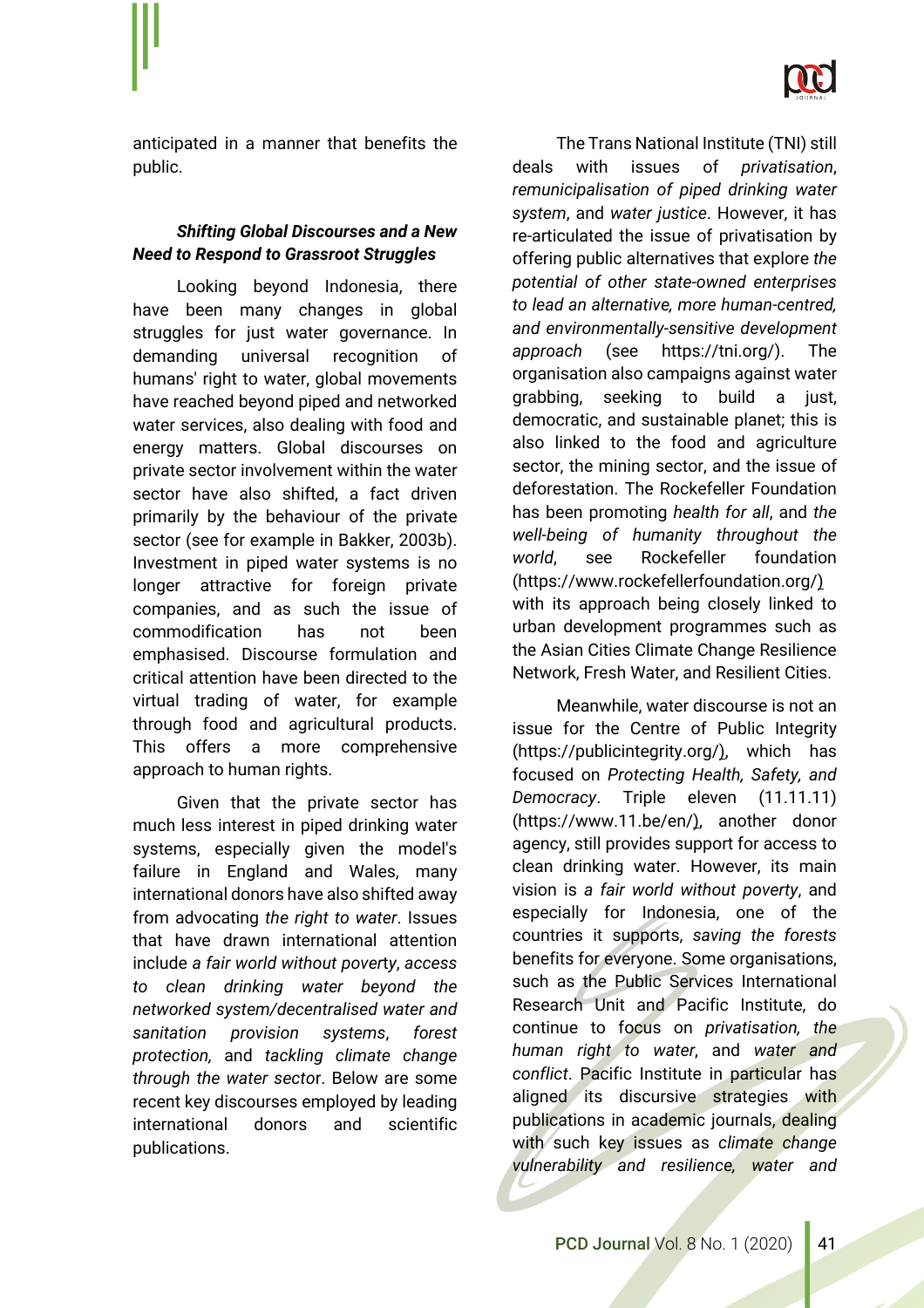anticipated in a manner that benefits the public.

### *Shifting Global Discourses and a New Need to Respond to Grassroot Struggles*

Looking beyond Indonesia, there have been many changes in global struggles for just water governance. In demanding universal recognition of humans' right to water, global movements have reached beyond piped and networked water services, also dealing with food and energy matters. Global discourses on private sector involvement within the water sector have also shifted, a fact driven primarily by the behaviour of the private sector (see for example in Bakker, 2003b). Investment in piped water systems is no longer attractive for foreign private companies, and as such the issue of commodification has not been emphasised. Discourse formulation and critical attention have been directed to the virtual trading of water, for example through food and agricultural products. This offers a more comprehensive approach to human rights.

Given that the private sector has much less interest in piped drinking water systems, especially given the model's failure in England and Wales, many international donors have also shifted away from advocating *the right to water*. Issues that have drawn international attention include *a fair world without poverty*, *access to clean drinking water beyond the networked system/decentralised water and sanitation provision systems*, *forest protection,* and *tackling climate change through the water sector*. Below are some recent key discourses employed by leading international donors and scientific publications.

The Trans National Institute (TNI) still deals with issues of *privatisation*, *remunicipalisation of piped drinking water system*, and *water justice*. However, it has re-articulated the issue of privatisation by offering public alternatives that explore *the potential of other state-owned enterprises to lead an alternative, more human-centred, and environmentally-sensitive development approach* (see https://tni.org/). The organisation also campaigns against water grabbing, seeking to build a just, democratic, and sustainable planet; this is also linked to the food and agriculture sector, the mining sector, and the issue of deforestation. The Rockefeller Foundation has been promoting *health for all*, and *the well-being of humanity throughout the world*, see Rockefeller foundation (https://www.rockefellerfoundation.org/) with its approach being closely linked to urban development programmes such as the Asian Cities Climate Change Resilience Network, Fresh Water, and Resilient Cities.

Meanwhile, water discourse is not an issue for the Centre of Public Integrity (https://publicintegrity.org/), which has focused on *Protecting Health, Safety, and Democracy*. Triple eleven (11.11.11) (https://www.11.be/en/), another donor agency, still provides support for access to clean drinking water. However, its main vision is *a fair world without poverty*, and especially for Indonesia, one of the countries it supports, *saving the forests* benefits for everyone. Some organisations, such as the Public Services International Research Unit and Pacific Institute, do continue to focus on *privatisation, the human right to water*, and *water and conflict*. Pacific Institute in particular has aligned its discursive strategies with publications in academic journals, dealing with such key issues as *climate change vulnerability and resilience, water and*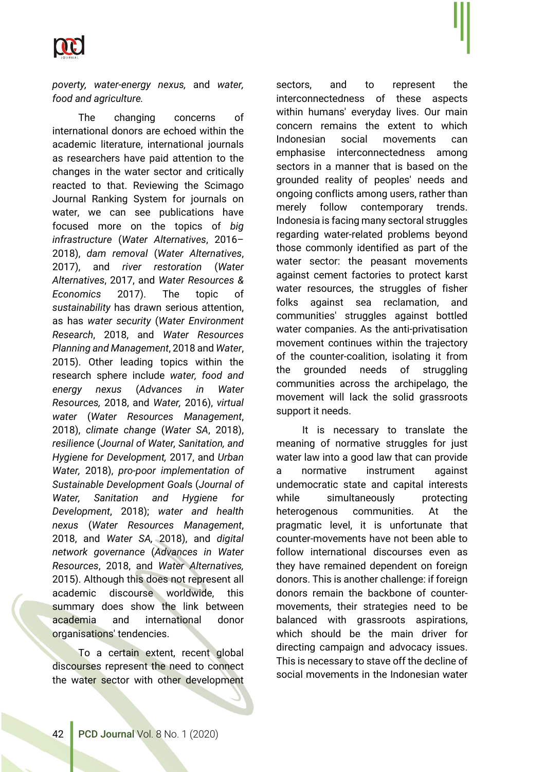*poverty, water-energy nexus,* and *water, food and agriculture.*

The changing concerns of international donors are echoed within the academic literature, international journals as researchers have paid attention to the changes in the water sector and critically reacted to that. Reviewing the Scimago Journal Ranking System for journals on water, we can see publications have focused more on the topics of *big infrastructure* (*Water Alternatives*, 2016–2018), *dam removal* (*Water Alternatives*, 2017), and *river restoration* (*Water Alternatives*, 2017, and *Water Resources & Economics* 2017). The topic of *sustainability* has drawn serious attention, as has *water security* (*Water Environment Research*, 2018, and *Water Resources Planning and Management*, 2018 and *Water*, 2015). Other leading topics within the research sphere include *water, food and energy nexus* (*Advances in Water Resources,* 2018, and *Water,* 2016), *virtual water* (*Water Resources Management*, 2018), *climate change* (*Water SA*, 2018), *resilience* (*Journal of Water, Sanitation, and Hygiene for Development,* 2017, and *Urban Water,* 2018), *pro-poor implementation of Sustainable Development Goals* (*Journal of Water, Sanitation and Hygiene for Development*, 2018); *water and health nexus* (*Water Resources Management*, 2018, and *Water SA,* 2018), and *digital network governance* (*Advances in Water Resources*, 2018, and *Water Alternatives,* 2015). Although this does not represent all academic discourse worldwide, this summary does show the link between academia and international donor organisations' tendencies.

To a certain extent, recent global discourses represent the need to connect the water sector with other development sectors, and to represent the interconnectedness of these aspects within humans' everyday lives. Our main concern remains the extent to which Indonesian social movements can emphasise interconnectedness among sectors in a manner that is based on the grounded reality of peoples' needs and ongoing conflicts among users, rather than merely follow contemporary trends. Indonesia is facing many sectoral struggles regarding water-related problems beyond those commonly identified as part of the water sector: the peasant movements against cement factories to protect karst water resources, the struggles of fisher folks against sea reclamation, and communities' struggles against bottled water companies. As the anti-privatisation movement continues within the trajectory of the counter-coalition, isolating it from the grounded needs of struggling communities across the archipelago, the movement will lack the solid grassroots support it needs.

It is necessary to translate the meaning of normative struggles for just water law into a good law that can provide a normative instrument against undemocratic state and capital interests while simultaneously protecting heterogenous communities. At the pragmatic level, it is unfortunate that counter-movements have not been able to follow international discourses even as they have remained dependent on foreign donors. This is another challenge: if foreign donors remain the backbone of counter-movements, their strategies need to be balanced with grassroots aspirations, which should be the main driver for directing campaign and advocacy issues. This is necessary to stave off the decline of social movements in the Indonesian water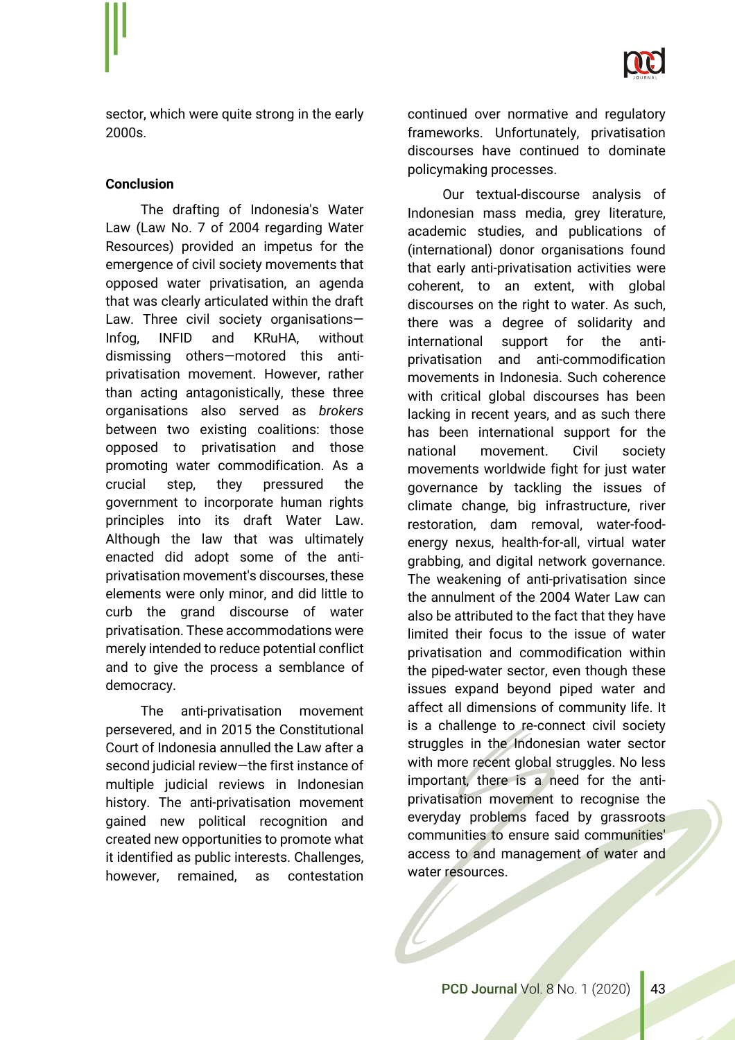sector, which were quite strong in the early 2000s.

## Conclusion

The drafting of Indonesia's Water Law (Law No. 7 of 2004 regarding Water Resources) provided an impetus for the emergence of civil society movements that opposed water privatisation, an agenda that was clearly articulated within the draft Law. Three civil society organisations—Infog, INFID and KRuHA, without dismissing others—motored this anti-privatisation movement. However, rather than acting antagonistically, these three organisations also served as *brokers* between two existing coalitions: those opposed to privatisation and those promoting water commodification. As a crucial step, they pressured the government to incorporate human rights principles into its draft Water Law. Although the law that was ultimately enacted did adopt some of the anti-privatisation movement's discourses, these elements were only minor, and did little to curb the grand discourse of water privatisation. These accommodations were merely intended to reduce potential conflict and to give the process a semblance of democracy.

The anti-privatisation movement persevered, and in 2015 the Constitutional Court of Indonesia annulled the Law after a second judicial review—the first instance of multiple judicial reviews in Indonesian history. The anti-privatisation movement gained new political recognition and created new opportunities to promote what it identified as public interests. Challenges, however, remained, as contestation continued over normative and regulatory frameworks. Unfortunately, privatisation discourses have continued to dominate policymaking processes.

Our textual-discourse analysis of Indonesian mass media, grey literature, academic studies, and publications of (international) donor organisations found that early anti-privatisation activities were coherent, to an extent, with global discourses on the right to water. As such, there was a degree of solidarity and international support for the anti-privatisation and anti-commodification movements in Indonesia. Such coherence with critical global discourses has been lacking in recent years, and as such there has been international support for the national movement. Civil society movements worldwide fight for just water governance by tackling the issues of climate change, big infrastructure, river restoration, dam removal, water-food-energy nexus, health-for-all, virtual water grabbing, and digital network governance. The weakening of anti-privatisation since the annulment of the 2004 Water Law can also be attributed to the fact that they have limited their focus to the issue of water privatisation and commodification within the piped-water sector, even though these issues expand beyond piped water and affect all dimensions of community life. It is a challenge to re-connect civil society struggles in the Indonesian water sector with more recent global struggles. No less important, there is a need for the anti-privatisation movement to recognise the everyday problems faced by grassroots communities to ensure said communities' access to and management of water and water resources.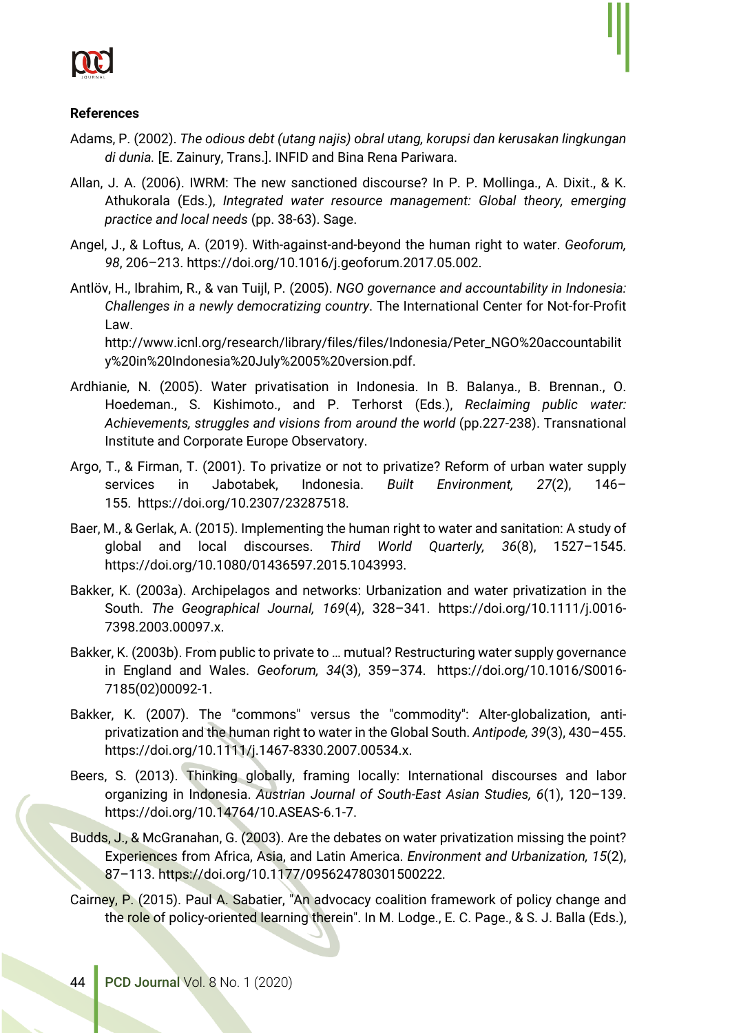**References**

Adams, P. (2002). *The odious debt (utang najis) obral utang, korupsi dan kerusakan lingkungan di dunia.* [E. Zainury, Trans.]. INFID and Bina Rena Pariwara.

Allan, J. A. (2006). IWRM: The new sanctioned discourse? In P. P. Mollinga., A. Dixit., & K. Athukorala (Eds.), *Integrated water resource management: Global theory, emerging practice and local needs* (pp. 38-63). Sage.

Angel, J., & Loftus, A. (2019). With-against-and-beyond the human right to water. *Geoforum, 98*, 206–213. https://doi.org/10.1016/j.geoforum.2017.05.002.

Antlöv, H., Ibrahim, R., & van Tuijl, P. (2005). *NGO governance and accountability in Indonesia: Challenges in a newly democratizing country*. The International Center for Not-for-Profit Law. http://www.icnl.org/research/library/files/files/Indonesia/Peter_NGO%20accountability%20in%20Indonesia%20July%2005%20version.pdf.

Ardhianie, N. (2005). Water privatisation in Indonesia. In B. Balanya., B. Brennan., O. Hoedeman., S. Kishimoto., and P. Terhorst (Eds.), *Reclaiming public water: Achievements, struggles and visions from around the world* (pp.227-238). Transnational Institute and Corporate Europe Observatory.

Argo, T., & Firman, T. (2001). To privatize or not to privatize? Reform of urban water supply services in Jabotabek, Indonesia. *Built Environment, 27*(2), 146–155. https://doi.org/10.2307/23287518.

Baer, M., & Gerlak, A. (2015). Implementing the human right to water and sanitation: A study of global and local discourses. *Third World Quarterly, 36*(8), 1527–1545. https://doi.org/10.1080/01436597.2015.1043993.

Bakker, K. (2003a). Archipelagos and networks: Urbanization and water privatization in the South. *The Geographical Journal, 169*(4), 328–341. https://doi.org/10.1111/j.0016-7398.2003.00097.x.

Bakker, K. (2003b). From public to private to … mutual? Restructuring water supply governance in England and Wales. *Geoforum, 34*(3), 359–374. https://doi.org/10.1016/S0016-7185(02)00092-1.

Bakker, K. (2007). The "commons" versus the "commodity": Alter-globalization, anti-privatization and the human right to water in the Global South. *Antipode, 39*(3), 430–455. https://doi.org/10.1111/j.1467-8330.2007.00534.x.

Beers, S. (2013). Thinking globally, framing locally: International discourses and labor organizing in Indonesia. *Austrian Journal of South-East Asian Studies, 6*(1), 120–139. https://doi.org/10.14764/10.ASEAS-6.1-7.

Budds, J., & McGranahan, G. (2003). Are the debates on water privatization missing the point? Experiences from Africa, Asia, and Latin America. *Environment and Urbanization, 15*(2), 87–113. https://doi.org/10.1177/095624780301500222.

Cairney, P. (2015). Paul A. Sabatier, "An advocacy coalition framework of policy change and the role of policy-oriented learning therein". In M. Lodge., E. C. Page., & S. J. Balla (Eds.),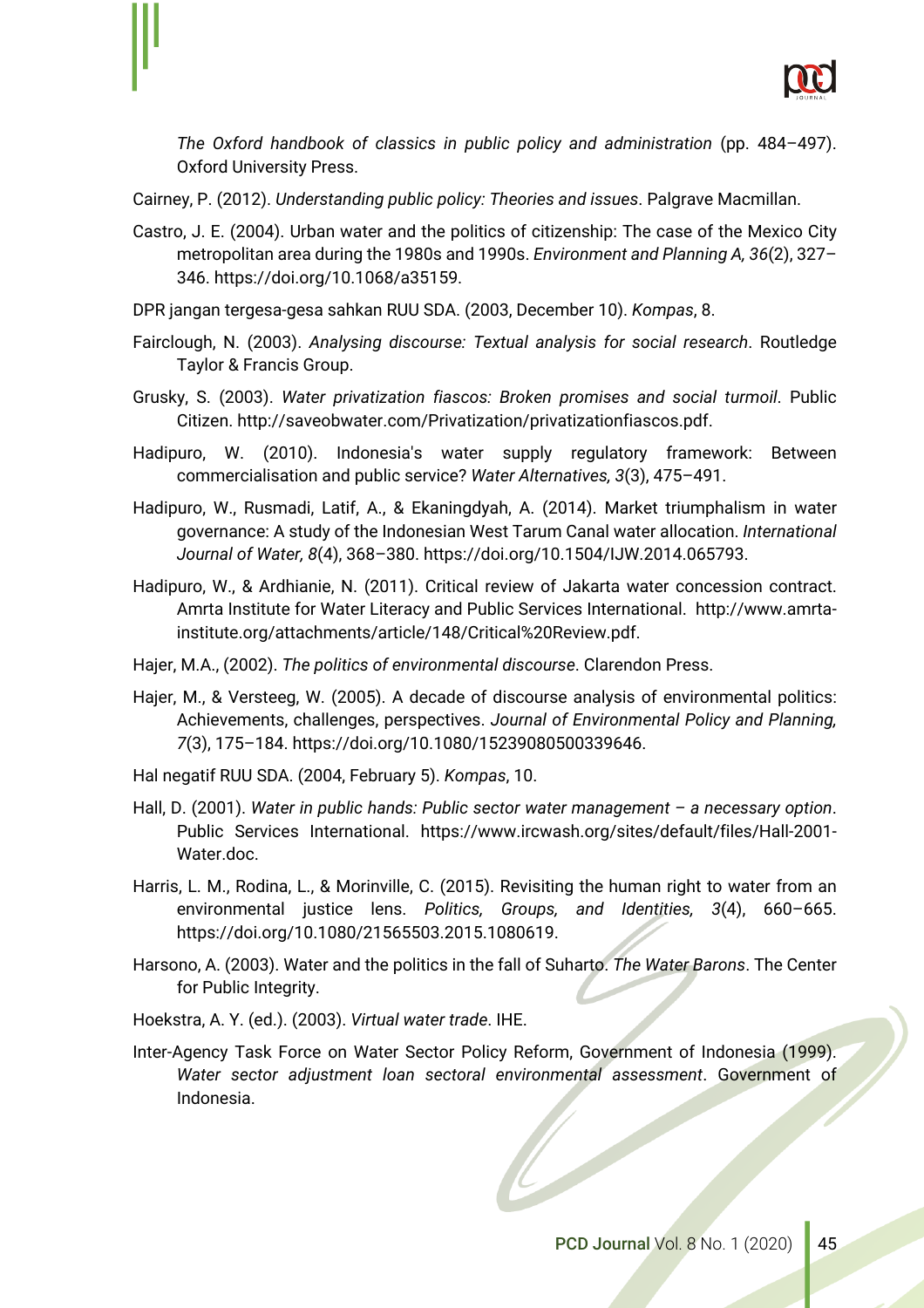*The Oxford handbook of classics in public policy and administration* (pp. 484–497). Oxford University Press.

Cairney, P. (2012). *Understanding public policy: Theories and issues*. Palgrave Macmillan.

Castro, J. E. (2004). Urban water and the politics of citizenship: The case of the Mexico City metropolitan area during the 1980s and 1990s. *Environment and Planning A, 36*(2), 327–346. https://doi.org/10.1068/a35159.

DPR jangan tergesa-gesa sahkan RUU SDA. (2003, December 10). *Kompas*, 8.

Fairclough, N. (2003). *Analysing discourse: Textual analysis for social research*. Routledge Taylor & Francis Group.

Grusky, S. (2003). *Water privatization fiascos: Broken promises and social turmoil*. Public Citizen. http://saveobwater.com/Privatization/privatizationfiascos.pdf.

Hadipuro, W. (2010). Indonesia's water supply regulatory framework: Between commercialisation and public service? *Water Alternatives, 3*(3), 475–491.

Hadipuro, W., Rusmadi, Latif, A., & Ekaningdyah, A. (2014). Market triumphalism in water governance: A study of the Indonesian West Tarum Canal water allocation. *International Journal of Water, 8*(4), 368–380. https://doi.org/10.1504/IJW.2014.065793.

Hadipuro, W., & Ardhianie, N. (2011). Critical review of Jakarta water concession contract. Amrta Institute for Water Literacy and Public Services International. http://www.amrta-institute.org/attachments/article/148/Critical%20Review.pdf.

Hajer, M.A., (2002). *The politics of environmental discourse*. Clarendon Press.

Hajer, M., & Versteeg, W. (2005). A decade of discourse analysis of environmental politics: Achievements, challenges, perspectives. *Journal of Environmental Policy and Planning, 7*(3), 175–184. https://doi.org/10.1080/15239080500339646.

Hal negatif RUU SDA. (2004, February 5). *Kompas*, 10.

Hall, D. (2001). *Water in public hands: Public sector water management – a necessary option*. Public Services International. https://www.ircwash.org/sites/default/files/Hall-2001-Water.doc.

Harris, L. M., Rodina, L., & Morinville, C. (2015). Revisiting the human right to water from an environmental justice lens. *Politics, Groups, and Identities, 3*(4), 660–665. https://doi.org/10.1080/21565503.2015.1080619.

Harsono, A. (2003). Water and the politics in the fall of Suharto. *The Water Barons*. The Center for Public Integrity.

Hoekstra, A. Y. (ed.). (2003). *Virtual water trade*. IHE.

Inter-Agency Task Force on Water Sector Policy Reform, Government of Indonesia (1999). *Water sector adjustment loan sectoral environmental assessment*. Government of Indonesia.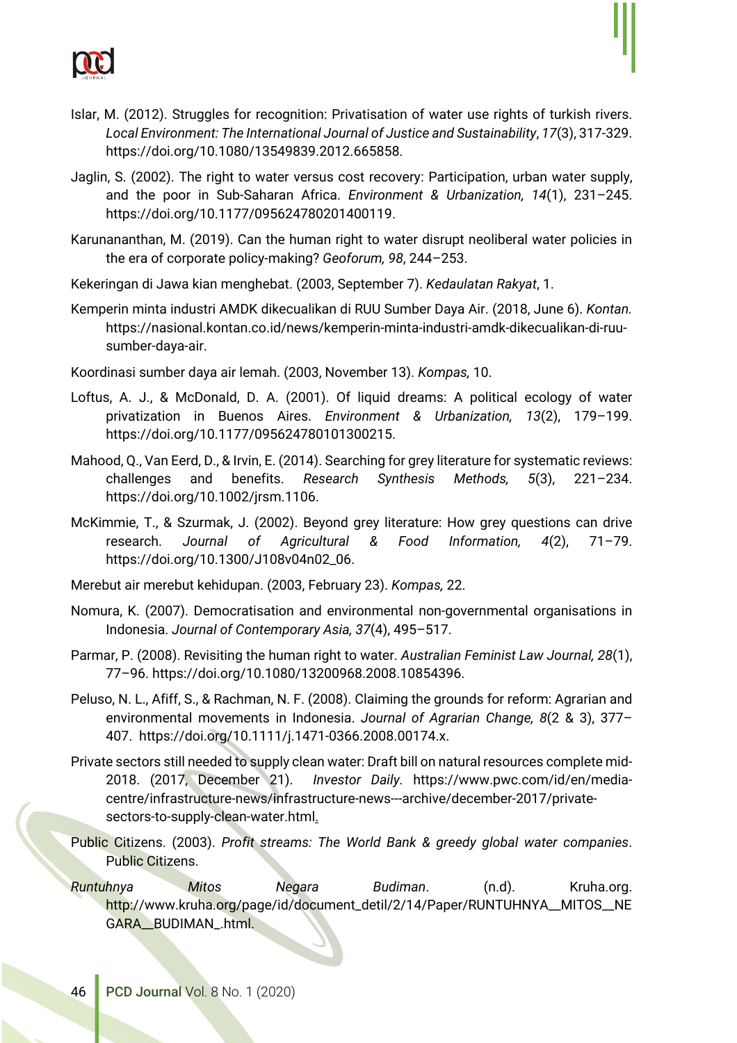Islar, M. (2012). Struggles for recognition: Privatisation of water use rights of turkish rivers. *Local Environment: The International Journal of Justice and Sustainability*, *17*(3), 317-329. https://doi.org/10.1080/13549839.2012.665858.

Jaglin, S. (2002). The right to water versus cost recovery: Participation, urban water supply, and the poor in Sub-Saharan Africa. *Environment & Urbanization, 14*(1), 231–245. https://doi.org/10.1177/095624780201400119.

Karunananthan, M. (2019). Can the human right to water disrupt neoliberal water policies in the era of corporate policy-making? *Geoforum, 98*, 244–253.

Kekeringan di Jawa kian menghebat. (2003, September 7). *Kedaulatan Rakyat*, 1.

Kemperin minta industri AMDK dikecualikan di RUU Sumber Daya Air. (2018, June 6). *Kontan.* https://nasional.kontan.co.id/news/kemperin-minta-industri-amdk-dikecualikan-di-ruu-sumber-daya-air.

Koordinasi sumber daya air lemah. (2003, November 13). *Kompas,* 10.

Loftus, A. J., & McDonald, D. A. (2001). Of liquid dreams: A political ecology of water privatization in Buenos Aires. *Environment & Urbanization, 13*(2), 179–199. https://doi.org/10.1177/095624780101300215.

Mahood, Q., Van Eerd, D., & Irvin, E. (2014). Searching for grey literature for systematic reviews: challenges and benefits. *Research Synthesis Methods, 5*(3), 221–234. https://doi.org/10.1002/jrsm.1106.

McKimmie, T., & Szurmak, J. (2002). Beyond grey literature: How grey questions can drive research. *Journal of Agricultural & Food Information, 4*(2), 71–79. https://doi.org/10.1300/J108v04n02_06.

Merebut air merebut kehidupan. (2003, February 23). *Kompas,* 22.

Nomura, K. (2007). Democratisation and environmental non-governmental organisations in Indonesia. *Journal of Contemporary Asia, 37*(4), 495–517.

Parmar, P. (2008). Revisiting the human right to water. *Australian Feminist Law Journal, 28*(1), 77–96. https://doi.org/10.1080/13200968.2008.10854396.

Peluso, N. L., Afiff, S., & Rachman, N. F. (2008). Claiming the grounds for reform: Agrarian and environmental movements in Indonesia. *Journal of Agrarian Change, 8*(2 & 3), 377–407. https://doi.org/10.1111/j.1471-0366.2008.00174.x.

Private sectors still needed to supply clean water: Draft bill on natural resources complete mid-2018. (2017, December 21). *Investor Daily.* https://www.pwc.com/id/en/media-centre/infrastructure-news/infrastructure-news---archive/december-2017/private-sectors-to-supply-clean-water.html.

Public Citizens. (2003). *Profit streams: The World Bank & greedy global water companies*. Public Citizens.

*Runtuhnya Mitos Negara Budiman*. (n.d). Kruha.org. http://www.kruha.org/page/id/document_detil/2/14/Paper/RUNTUHNYA__MITOS__NEGARA__BUDIMAN_.html.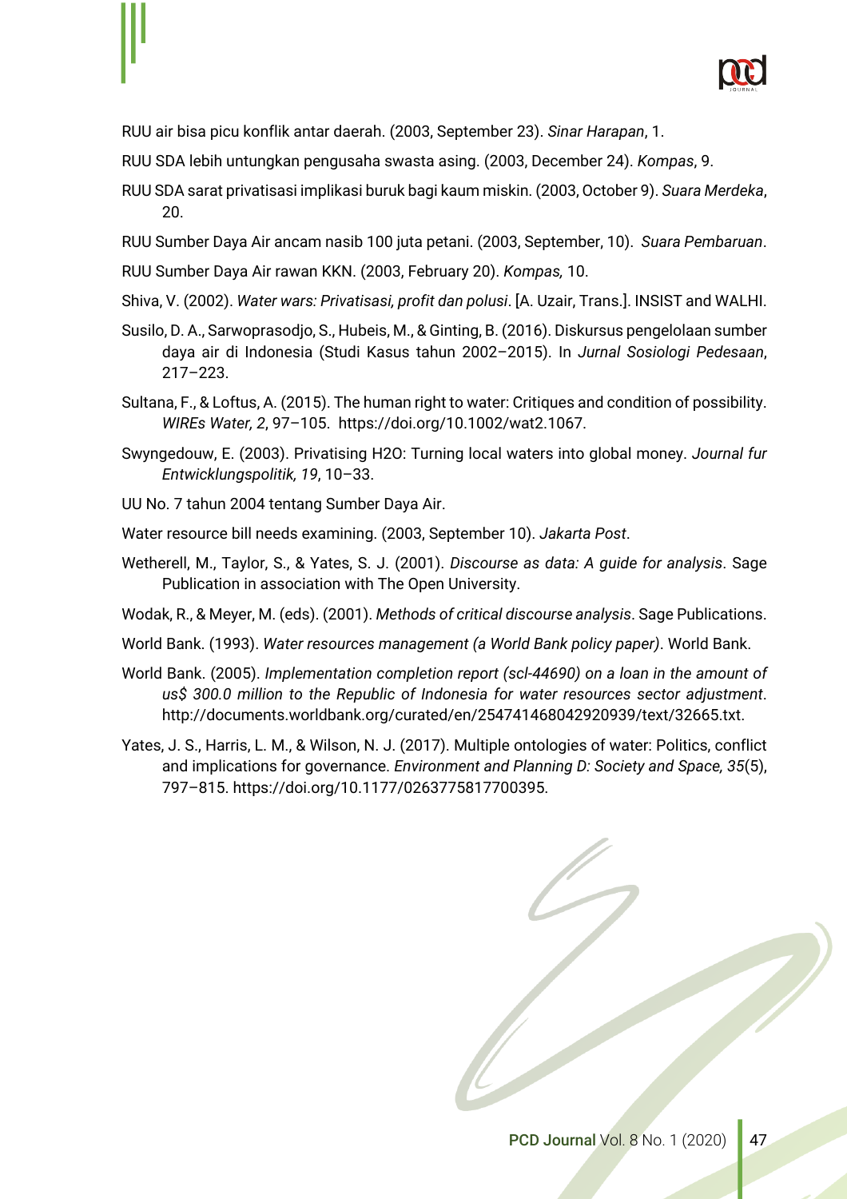RUU air bisa picu konflik antar daerah. (2003, September 23). *Sinar Harapan*, 1.

RUU SDA lebih untungkan pengusaha swasta asing. (2003, December 24). *Kompas*, 9.

RUU SDA sarat privatisasi implikasi buruk bagi kaum miskin. (2003, October 9). *Suara Merdeka*, 20.

RUU Sumber Daya Air ancam nasib 100 juta petani. (2003, September, 10). *Suara Pembaruan*.

RUU Sumber Daya Air rawan KKN. (2003, February 20). *Kompas,* 10.

Shiva, V. (2002). *Water wars: Privatisasi, profit dan polusi*. [A. Uzair, Trans.]. INSIST and WALHI.

Susilo, D. A., Sarwoprasodjo, S., Hubeis, M., & Ginting, B. (2016). Diskursus pengelolaan sumber daya air di Indonesia (Studi Kasus tahun 2002–2015). In *Jurnal Sosiologi Pedesaan*, 217–223.

Sultana, F., & Loftus, A. (2015). The human right to water: Critiques and condition of possibility. *WIREs Water, 2*, 97–105. https://doi.org/10.1002/wat2.1067.

Swyngedouw, E. (2003). Privatising H2O: Turning local waters into global money. *Journal fur Entwicklungspolitik, 19*, 10–33.

UU No. 7 tahun 2004 tentang Sumber Daya Air.

Water resource bill needs examining. (2003, September 10). *Jakarta Post*.

Wetherell, M., Taylor, S., & Yates, S. J. (2001). *Discourse as data: A guide for analysis*. Sage Publication in association with The Open University.

Wodak, R., & Meyer, M. (eds). (2001). *Methods of critical discourse analysis*. Sage Publications.

World Bank. (1993). *Water resources management (a World Bank policy paper)*. World Bank.

World Bank. (2005). *Implementation completion report (scl-44690) on a loan in the amount of us$ 300.0 million to the Republic of Indonesia for water resources sector adjustment*. http://documents.worldbank.org/curated/en/254741468042920939/text/32665.txt.

Yates, J. S., Harris, L. M., & Wilson, N. J. (2017). Multiple ontologies of water: Politics, conflict and implications for governance. *Environment and Planning D: Society and Space, 35*(5), 797–815. https://doi.org/10.1177/0263775817700395.